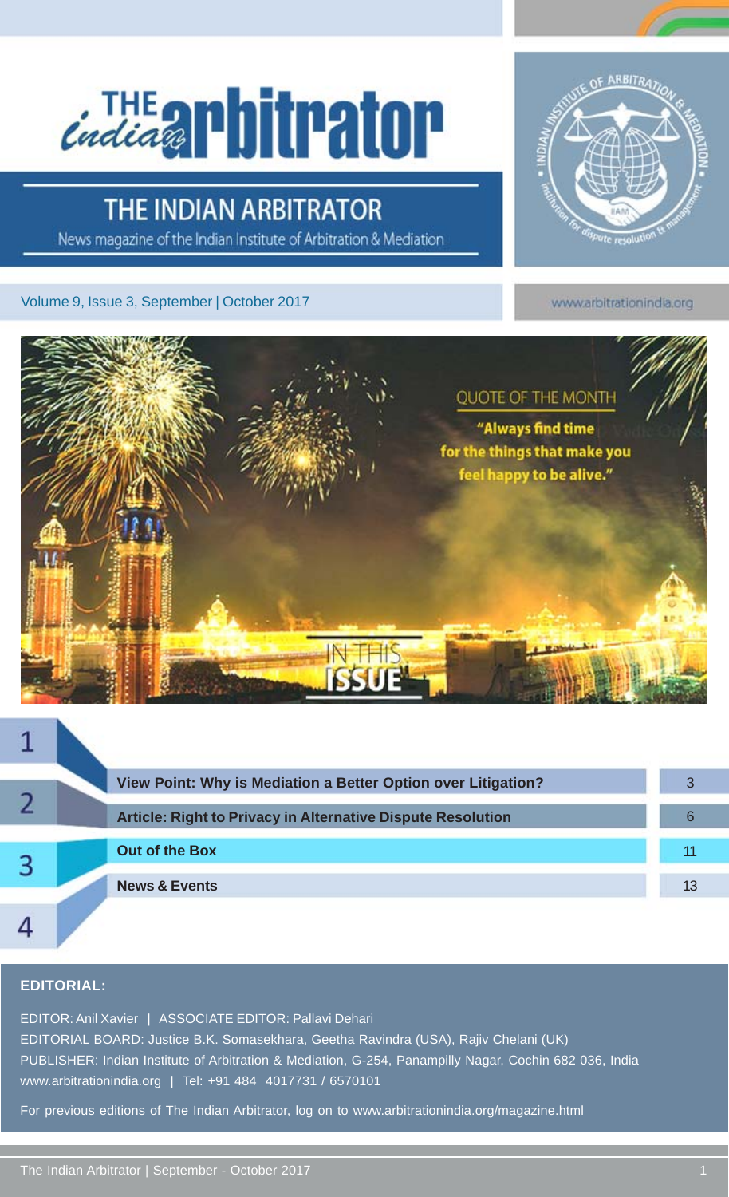# THE INDIAN ARBITRATOR

News magazine of the Indian Institute of Arbitration & Mediation

Volume 9, Issue 3, September | October 2017

www.arbitrationindia.org

## QUOTE OF THE MONTH

**"Always find time for the things that make you feel happy to be alive."**

## IN THIS ISSUE

| # | Section | Page |
|---|---|---|
| 1 | **View Point: Why is Mediation a Better Option over Litigation?** | 3 |
| 2 | **Article: Right to Privacy in Alternative Dispute Resolution** | 6 |
| 3 | **Out of the Box** | 11 |
| 4 | **News & Events** | 13 |

### EDITORIAL:

EDITOR: Anil Xavier | ASSOCIATE EDITOR: Pallavi Dehari

EDITORIAL BOARD: Justice B.K. Somasekhara, Geetha Ravindra (USA), Rajiv Chelani (UK)

PUBLISHER: Indian Institute of Arbitration & Mediation, G-254, Panampilly Nagar, Cochin 682 036, India

www.arbitrationindia.org | Tel: +91 484 4017731 / 6570101

For previous editions of The Indian Arbitrator, log on to www.arbitrationindia.org/magazine.html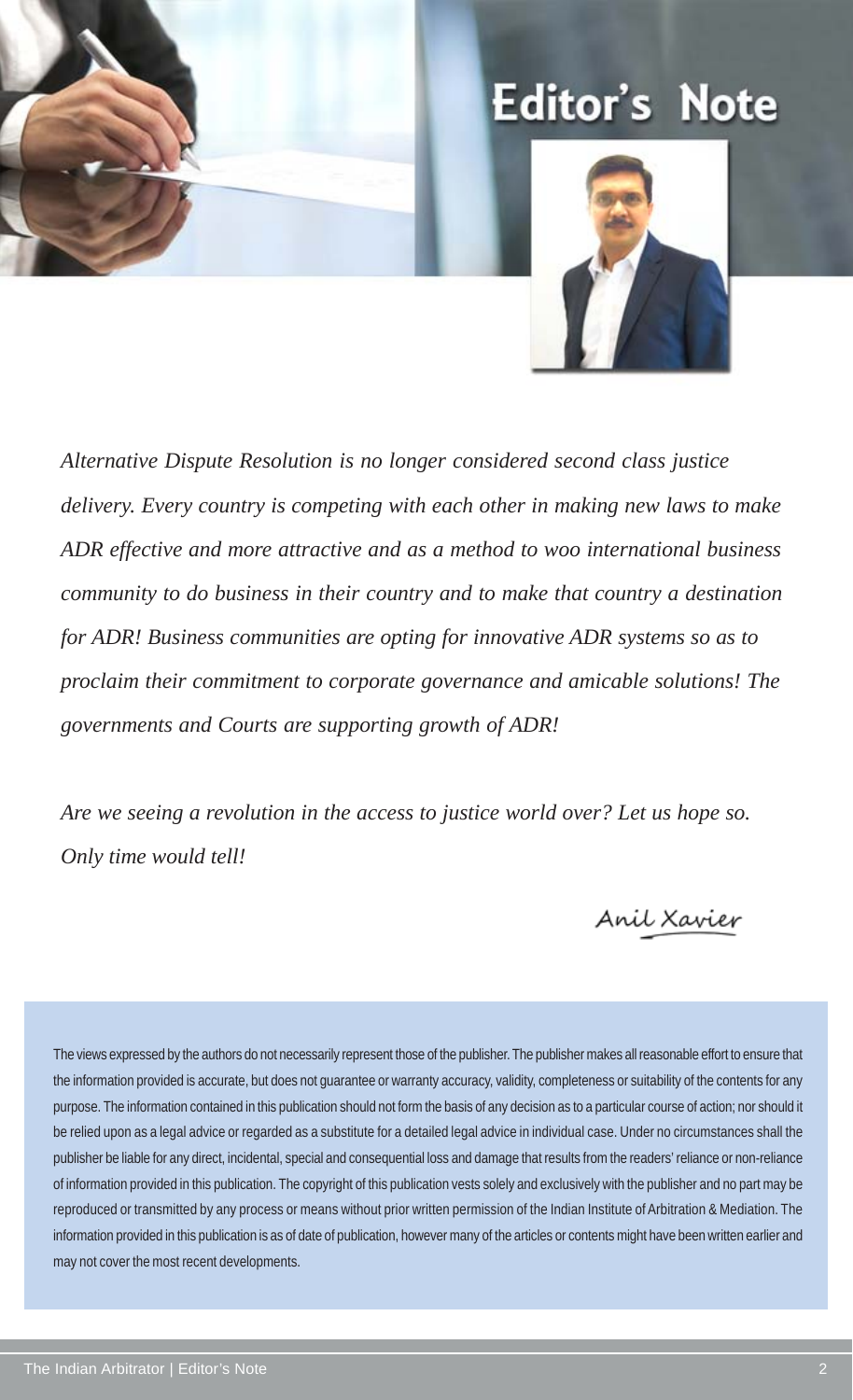# Editor's Note

*Alternative Dispute Resolution is no longer considered second class justice delivery. Every country is competing with each other in making new laws to make ADR effective and more attractive and as a method to woo international business community to do business in their country and to make that country a destination for ADR! Business communities are opting for innovative ADR systems so as to proclaim their commitment to corporate governance and amicable solutions! The governments and Courts are supporting growth of ADR!*

*Are we seeing a revolution in the access to justice world over? Let us hope so. Only time would tell!*

Anil Xavier

The views expressed by the authors do not necessarily represent those of the publisher. The publisher makes all reasonable effort to ensure that the information provided is accurate, but does not guarantee or warranty accuracy, validity, completeness or suitability of the contents for any purpose. The information contained in this publication should not form the basis of any decision as to a particular course of action; nor should it be relied upon as a legal advice or regarded as a substitute for a detailed legal advice in individual case. Under no circumstances shall the publisher be liable for any direct, incidental, special and consequential loss and damage that results from the readers' reliance or non-reliance of information provided in this publication. The copyright of this publication vests solely and exclusively with the publisher and no part may be reproduced or transmitted by any process or means without prior written permission of the Indian Institute of Arbitration & Mediation. The information provided in this publication is as of date of publication, however many of the articles or contents might have been written earlier and may not cover the most recent developments.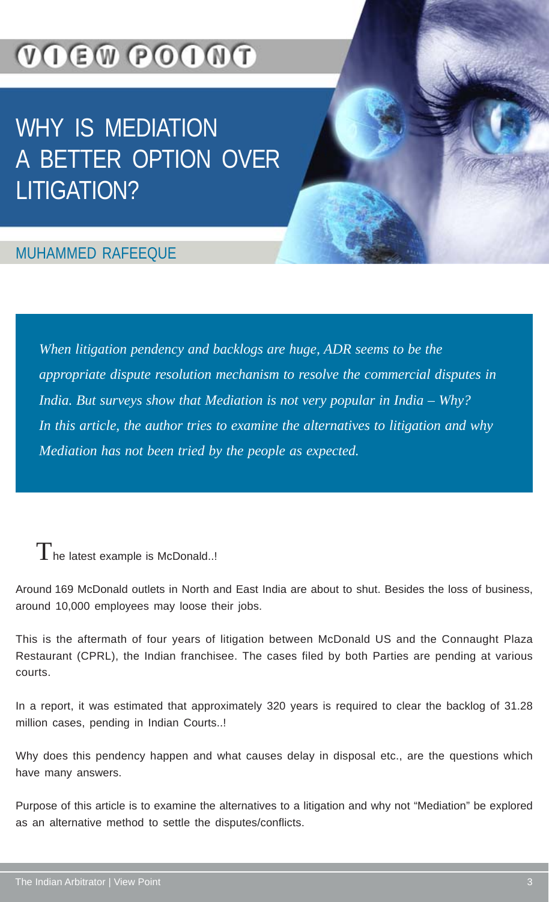VIEW POINT

# WHY IS MEDIATION A BETTER OPTION OVER LITIGATION?

MUHAMMED RAFEEQUE

*When litigation pendency and backlogs are huge, ADR seems to be the appropriate dispute resolution mechanism to resolve the commercial disputes in India. But surveys show that Mediation is not very popular in India – Why? In this article, the author tries to examine the alternatives to litigation and why Mediation has not been tried by the people as expected.*

The latest example is McDonald..!

Around 169 McDonald outlets in North and East India are about to shut. Besides the loss of business, around 10,000 employees may loose their jobs.

This is the aftermath of four years of litigation between McDonald US and the Connaught Plaza Restaurant (CPRL), the Indian franchisee. The cases filed by both Parties are pending at various courts.

In a report, it was estimated that approximately 320 years is required to clear the backlog of 31.28 million cases, pending in Indian Courts..!

Why does this pendency happen and what causes delay in disposal etc., are the questions which have many answers.

Purpose of this article is to examine the alternatives to a litigation and why not "Mediation" be explored as an alternative method to settle the disputes/conflicts.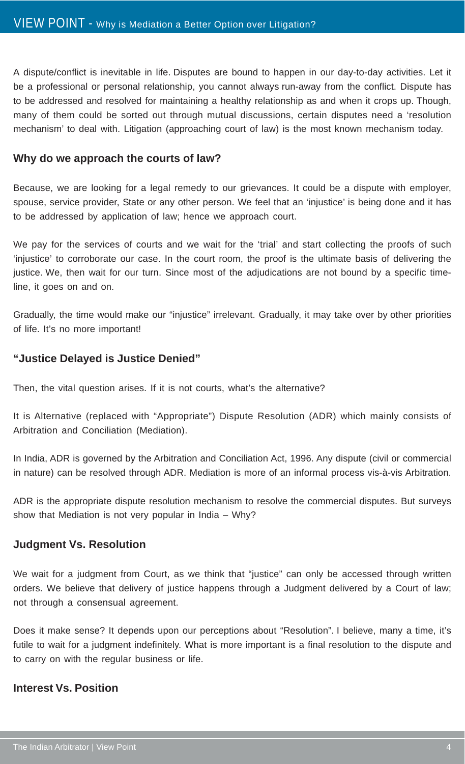A dispute/conflict is inevitable in life. Disputes are bound to happen in our day-to-day activities. Let it be a professional or personal relationship, you cannot always run-away from the conflict. Dispute has to be addressed and resolved for maintaining a healthy relationship as and when it crops up. Though, many of them could be sorted out through mutual discussions, certain disputes need a 'resolution mechanism' to deal with. Litigation (approaching court of law) is the most known mechanism today.

### Why do we approach the courts of law?

Because, we are looking for a legal remedy to our grievances. It could be a dispute with employer, spouse, service provider, State or any other person. We feel that an 'injustice' is being done and it has to be addressed by application of law; hence we approach court.

We pay for the services of courts and we wait for the 'trial' and start collecting the proofs of such 'injustice' to corroborate our case. In the court room, the proof is the ultimate basis of delivering the justice. We, then wait for our turn. Since most of the adjudications are not bound by a specific time-line, it goes on and on.

Gradually, the time would make our "injustice" irrelevant. Gradually, it may take over by other priorities of life. It's no more important!

### "Justice Delayed is Justice Denied"

Then, the vital question arises. If it is not courts, what's the alternative?

It is Alternative (replaced with "Appropriate") Dispute Resolution (ADR) which mainly consists of Arbitration and Conciliation (Mediation).

In India, ADR is governed by the Arbitration and Conciliation Act, 1996. Any dispute (civil or commercial in nature) can be resolved through ADR. Mediation is more of an informal process vis-à-vis Arbitration.

ADR is the appropriate dispute resolution mechanism to resolve the commercial disputes. But surveys show that Mediation is not very popular in India – Why?

### Judgment Vs. Resolution

We wait for a judgment from Court, as we think that "justice" can only be accessed through written orders. We believe that delivery of justice happens through a Judgment delivered by a Court of law; not through a consensual agreement.

Does it make sense? It depends upon our perceptions about "Resolution". I believe, many a time, it's futile to wait for a judgment indefinitely. What is more important is a final resolution to the dispute and to carry on with the regular business or life.

### Interest Vs. Position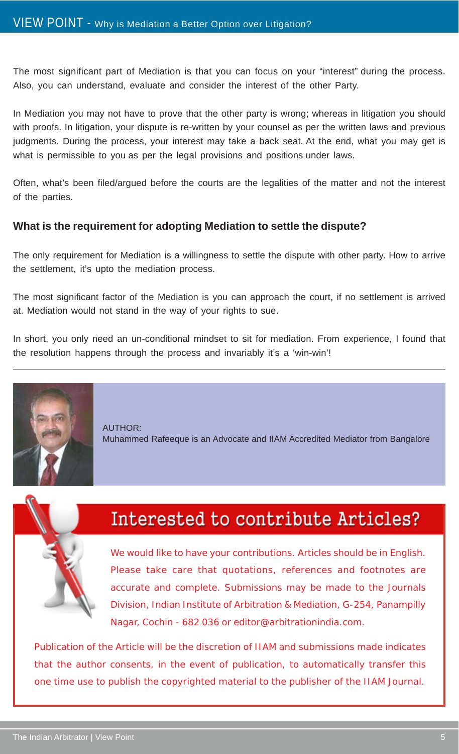The most significant part of Mediation is that you can focus on your "interest" during the process. Also, you can understand, evaluate and consider the interest of the other Party.

In Mediation you may not have to prove that the other party is wrong; whereas in litigation you should with proofs. In litigation, your dispute is re-written by your counsel as per the written laws and previous judgments. During the process, your interest may take a back seat. At the end, what you may get is what is permissible to you as per the legal provisions and positions under laws.

Often, what's been filed/argued before the courts are the legalities of the matter and not the interest of the parties.

**What is the requirement for adopting Mediation to settle the dispute?**

The only requirement for Mediation is a willingness to settle the dispute with other party. How to arrive the settlement, it's upto the mediation process.

The most significant factor of the Mediation is you can approach the court, if no settlement is arrived at. Mediation would not stand in the way of your rights to sue.

In short, you only need an un-conditional mindset to sit for mediation. From experience, I found that the resolution happens through the process and invariably it's a 'win-win'!

---

AUTHOR:
Muhammed Rafeeque is an Advocate and IIAM Accredited Mediator from Bangalore

## Interested to contribute Articles?

We would like to have your contributions. Articles should be in English. Please take care that quotations, references and footnotes are accurate and complete. Submissions may be made to the Journals Division, Indian Institute of Arbitration & Mediation, G-254, Panampilly Nagar, Cochin - 682 036 or editor@arbitrationindia.com.

Publication of the Article will be the discretion of IIAM and submissions made indicates that the author consents, in the event of publication, to automatically transfer this one time use to publish the copyrighted material to the publisher of the IIAM Journal.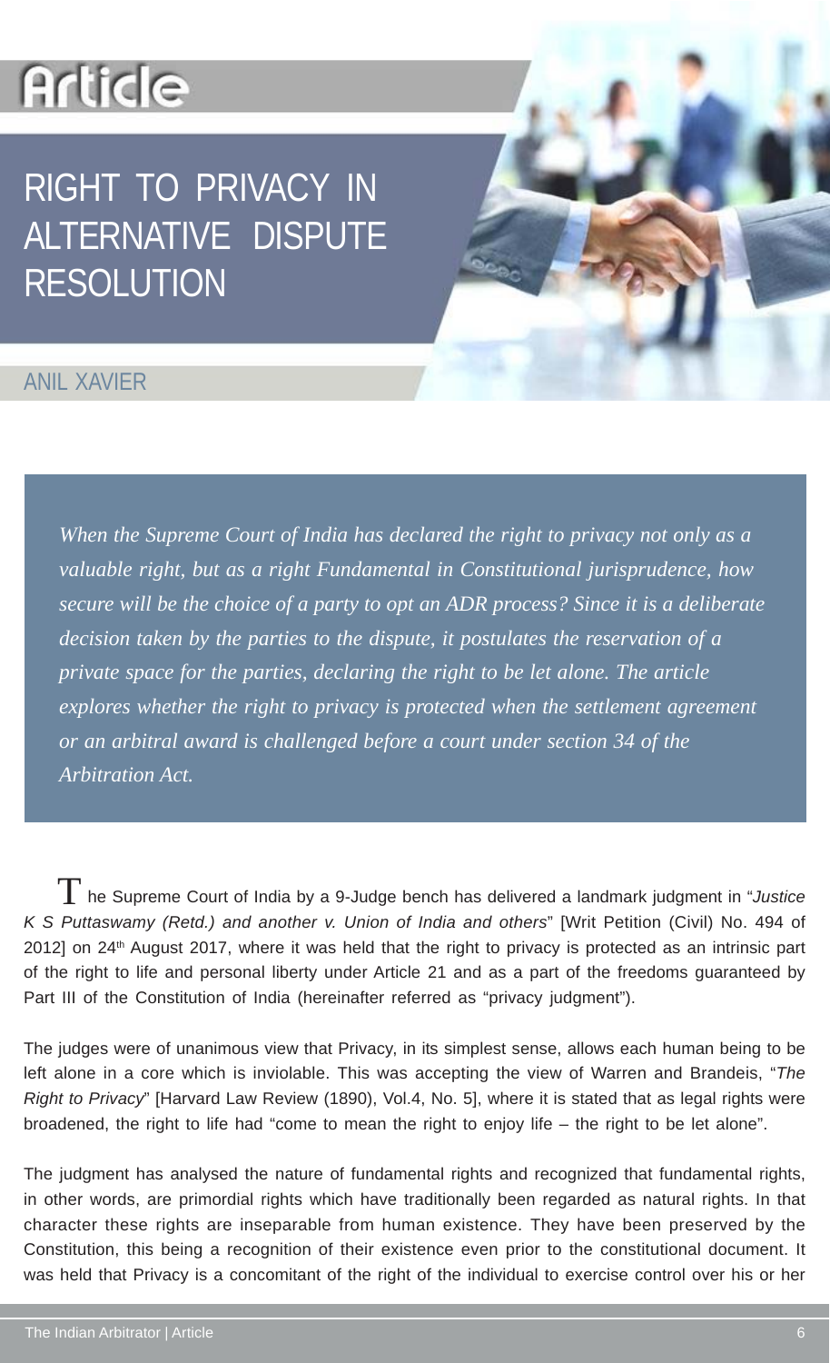# Article

## RIGHT TO PRIVACY IN ALTERNATIVE DISPUTE RESOLUTION

ANIL XAVIER

*When the Supreme Court of India has declared the right to privacy not only as a valuable right, but as a right Fundamental in Constitutional jurisprudence, how secure will be the choice of a party to opt an ADR process? Since it is a deliberate decision taken by the parties to the dispute, it postulates the reservation of a private space for the parties, declaring the right to be let alone. The article explores whether the right to privacy is protected when the settlement agreement or an arbitral award is challenged before a court under section 34 of the Arbitration Act.*

The Supreme Court of India by a 9-Judge bench has delivered a landmark judgment in "*Justice K S Puttaswamy (Retd.) and another v. Union of India and others*" [Writ Petition (Civil) No. 494 of 2012] on 24th August 2017, where it was held that the right to privacy is protected as an intrinsic part of the right to life and personal liberty under Article 21 and as a part of the freedoms guaranteed by Part III of the Constitution of India (hereinafter referred as "privacy judgment").

The judges were of unanimous view that Privacy, in its simplest sense, allows each human being to be left alone in a core which is inviolable. This was accepting the view of Warren and Brandeis, "*The Right to Privacy*" [Harvard Law Review (1890), Vol.4, No. 5], where it is stated that as legal rights were broadened, the right to life had "come to mean the right to enjoy life – the right to be let alone".

The judgment has analysed the nature of fundamental rights and recognized that fundamental rights, in other words, are primordial rights which have traditionally been regarded as natural rights. In that character these rights are inseparable from human existence. They have been preserved by the Constitution, this being a recognition of their existence even prior to the constitutional document. It was held that Privacy is a concomitant of the right of the individual to exercise control over his or her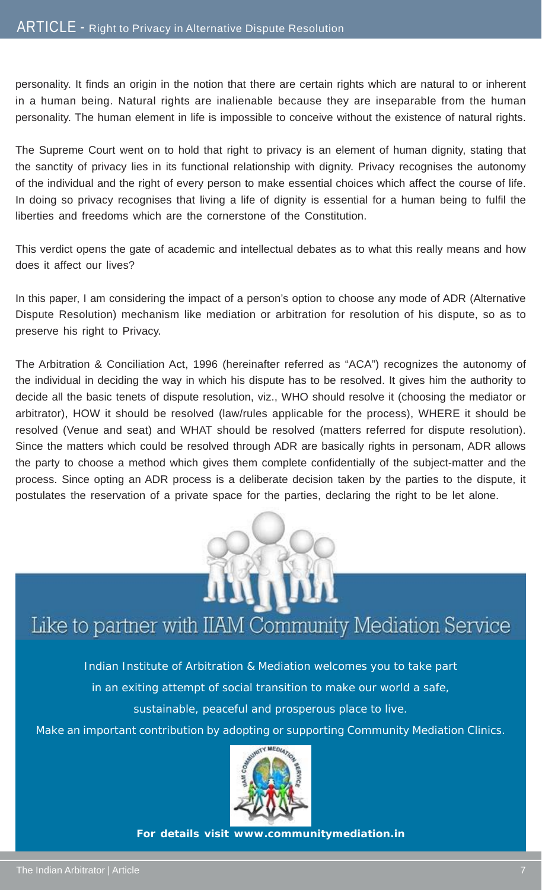personality. It finds an origin in the notion that there are certain rights which are natural to or inherent in a human being. Natural rights are inalienable because they are inseparable from the human personality. The human element in life is impossible to conceive without the existence of natural rights.

The Supreme Court went on to hold that right to privacy is an element of human dignity, stating that the sanctity of privacy lies in its functional relationship with dignity. Privacy recognises the autonomy of the individual and the right of every person to make essential choices which affect the course of life. In doing so privacy recognises that living a life of dignity is essential for a human being to fulfil the liberties and freedoms which are the cornerstone of the Constitution.

This verdict opens the gate of academic and intellectual debates as to what this really means and how does it affect our lives?

In this paper, I am considering the impact of a person's option to choose any mode of ADR (Alternative Dispute Resolution) mechanism like mediation or arbitration for resolution of his dispute, so as to preserve his right to Privacy.

The Arbitration & Conciliation Act, 1996 (hereinafter referred as "ACA") recognizes the autonomy of the individual in deciding the way in which his dispute has to be resolved. It gives him the authority to decide all the basic tenets of dispute resolution, viz., WHO should resolve it (choosing the mediator or arbitrator), HOW it should be resolved (law/rules applicable for the process), WHERE it should be resolved (Venue and seat) and WHAT should be resolved (matters referred for dispute resolution). Since the matters which could be resolved through ADR are basically rights in personam, ADR allows the party to choose a method which gives them complete confidentially of the subject-matter and the process. Since opting an ADR process is a deliberate decision taken by the parties to the dispute, it postulates the reservation of a private space for the parties, declaring the right to be let alone.

## Like to partner with IIAM Community Mediation Service

Indian Institute of Arbitration & Mediation welcomes you to take part in an exiting attempt of social transition to make our world a safe, sustainable, peaceful and prosperous place to live.

Make an important contribution by adopting or supporting Community Mediation Clinics.

**For details visit www.communitymediation.in**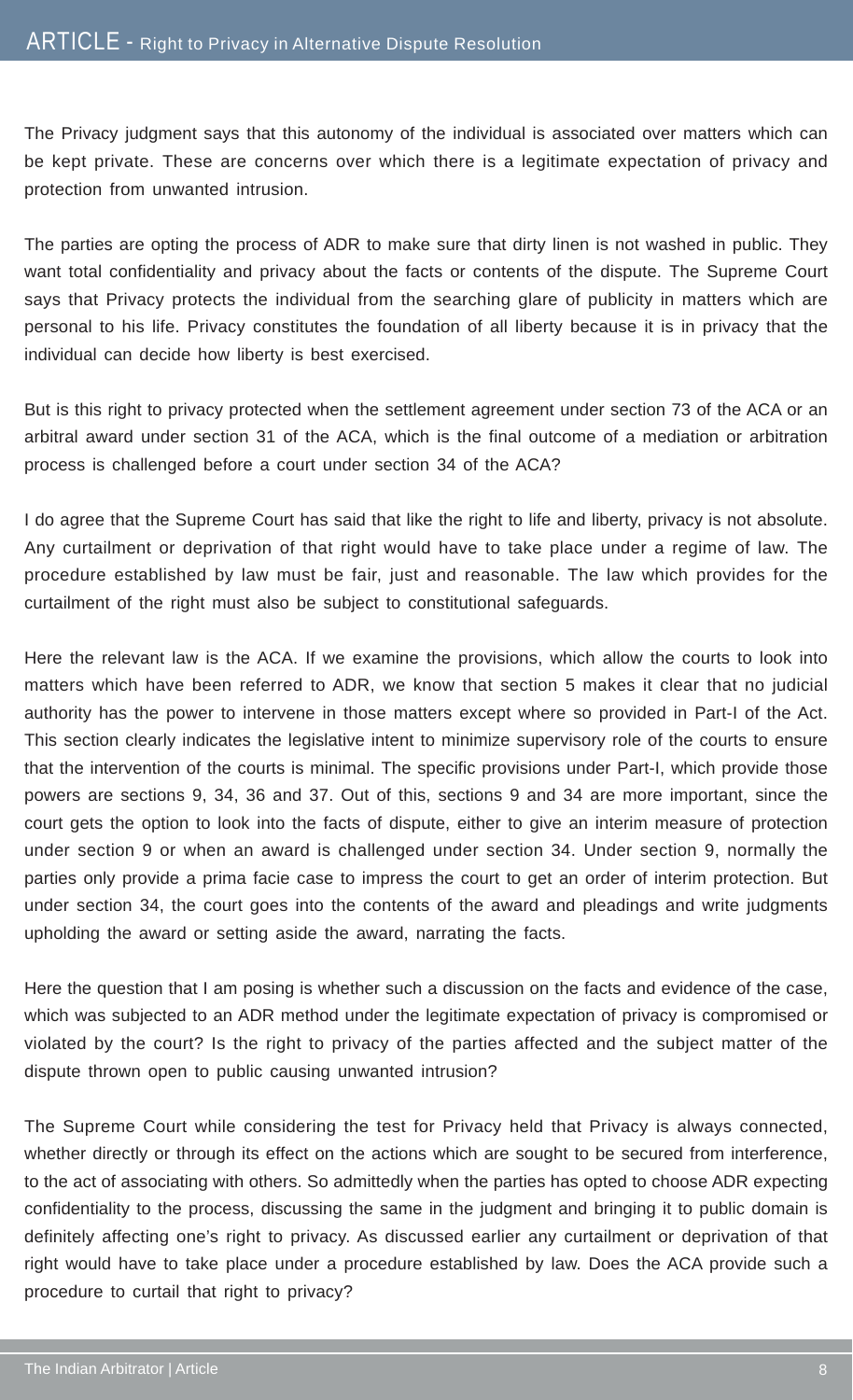The Privacy judgment says that this autonomy of the individual is associated over matters which can be kept private. These are concerns over which there is a legitimate expectation of privacy and protection from unwanted intrusion.

The parties are opting the process of ADR to make sure that dirty linen is not washed in public. They want total confidentiality and privacy about the facts or contents of the dispute. The Supreme Court says that Privacy protects the individual from the searching glare of publicity in matters which are personal to his life. Privacy constitutes the foundation of all liberty because it is in privacy that the individual can decide how liberty is best exercised.

But is this right to privacy protected when the settlement agreement under section 73 of the ACA or an arbitral award under section 31 of the ACA, which is the final outcome of a mediation or arbitration process is challenged before a court under section 34 of the ACA?

I do agree that the Supreme Court has said that like the right to life and liberty, privacy is not absolute. Any curtailment or deprivation of that right would have to take place under a regime of law. The procedure established by law must be fair, just and reasonable. The law which provides for the curtailment of the right must also be subject to constitutional safeguards.

Here the relevant law is the ACA. If we examine the provisions, which allow the courts to look into matters which have been referred to ADR, we know that section 5 makes it clear that no judicial authority has the power to intervene in those matters except where so provided in Part-I of the Act. This section clearly indicates the legislative intent to minimize supervisory role of the courts to ensure that the intervention of the courts is minimal. The specific provisions under Part-I, which provide those powers are sections 9, 34, 36 and 37. Out of this, sections 9 and 34 are more important, since the court gets the option to look into the facts of dispute, either to give an interim measure of protection under section 9 or when an award is challenged under section 34. Under section 9, normally the parties only provide a prima facie case to impress the court to get an order of interim protection. But under section 34, the court goes into the contents of the award and pleadings and write judgments upholding the award or setting aside the award, narrating the facts.

Here the question that I am posing is whether such a discussion on the facts and evidence of the case, which was subjected to an ADR method under the legitimate expectation of privacy is compromised or violated by the court? Is the right to privacy of the parties affected and the subject matter of the dispute thrown open to public causing unwanted intrusion?

The Supreme Court while considering the test for Privacy held that Privacy is always connected, whether directly or through its effect on the actions which are sought to be secured from interference, to the act of associating with others. So admittedly when the parties has opted to choose ADR expecting confidentiality to the process, discussing the same in the judgment and bringing it to public domain is definitely affecting one's right to privacy. As discussed earlier any curtailment or deprivation of that right would have to take place under a procedure established by law. Does the ACA provide such a procedure to curtail that right to privacy?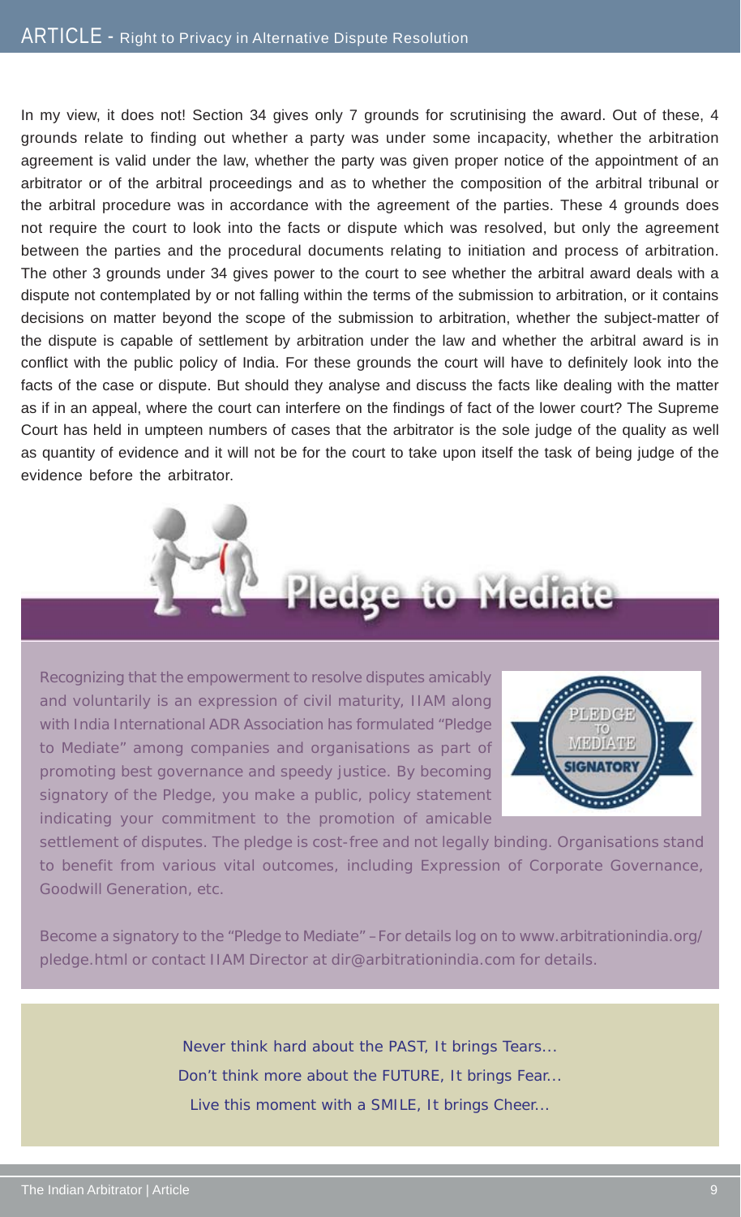In my view, it does not! Section 34 gives only 7 grounds for scrutinising the award. Out of these, 4 grounds relate to finding out whether a party was under some incapacity, whether the arbitration agreement is valid under the law, whether the party was given proper notice of the appointment of an arbitrator or of the arbitral proceedings and as to whether the composition of the arbitral tribunal or the arbitral procedure was in accordance with the agreement of the parties. These 4 grounds does not require the court to look into the facts or dispute which was resolved, but only the agreement between the parties and the procedural documents relating to initiation and process of arbitration. The other 3 grounds under 34 gives power to the court to see whether the arbitral award deals with a dispute not contemplated by or not falling within the terms of the submission to arbitration, or it contains decisions on matter beyond the scope of the submission to arbitration, whether the subject-matter of the dispute is capable of settlement by arbitration under the law and whether the arbitral award is in conflict with the public policy of India. For these grounds the court will have to definitely look into the facts of the case or dispute. But should they analyse and discuss the facts like dealing with the matter as if in an appeal, where the court can interfere on the findings of fact of the lower court? The Supreme Court has held in umpteen numbers of cases that the arbitrator is the sole judge of the quality as well as quantity of evidence and it will not be for the court to take upon itself the task of being judge of the evidence before the arbitrator.

## Pledge to Mediate

Recognizing that the empowerment to resolve disputes amicably and voluntarily is an expression of civil maturity, IIAM along with India International ADR Association has formulated "Pledge to Mediate" among companies and organisations as part of promoting best governance and speedy justice. By becoming signatory of the Pledge, you make a public, policy statement indicating your commitment to the promotion of amicable settlement of disputes. The pledge is cost-free and not legally binding. Organisations stand to benefit from various vital outcomes, including Expression of Corporate Governance, Goodwill Generation, etc.

Become a signatory to the "Pledge to Mediate" – For details log on to www.arbitrationindia.org/pledge.html or contact IIAM Director at dir@arbitrationindia.com for details.

*Never think hard about the PAST, It brings Tears...*
*Don't think more about the FUTURE, It brings Fear...*
*Live this moment with a SMILE, It brings Cheer...*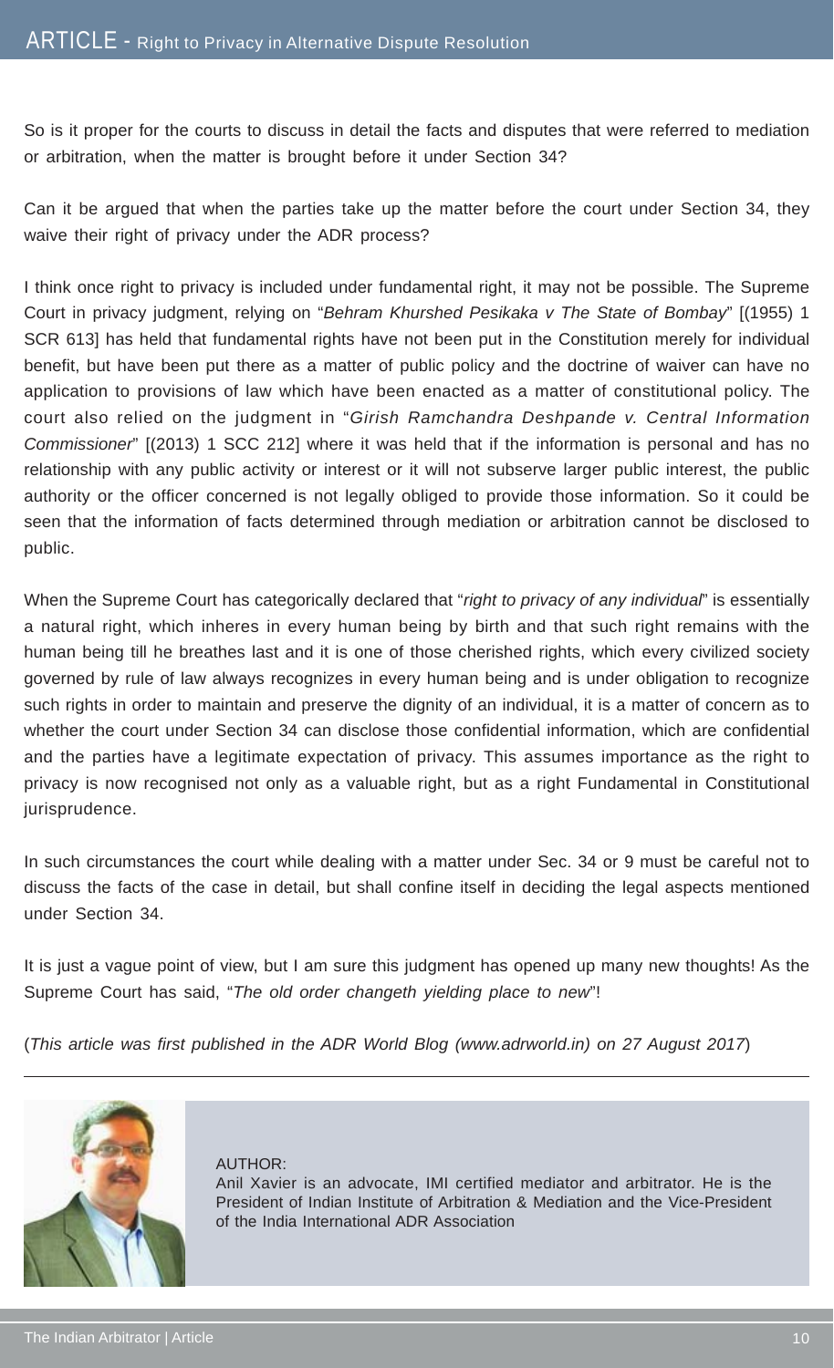So is it proper for the courts to discuss in detail the facts and disputes that were referred to mediation or arbitration, when the matter is brought before it under Section 34?

Can it be argued that when the parties take up the matter before the court under Section 34, they waive their right of privacy under the ADR process?

I think once right to privacy is included under fundamental right, it may not be possible. The Supreme Court in privacy judgment, relying on "*Behram Khurshed Pesikaka v The State of Bombay*" [(1955) 1 SCR 613] has held that fundamental rights have not been put in the Constitution merely for individual benefit, but have been put there as a matter of public policy and the doctrine of waiver can have no application to provisions of law which have been enacted as a matter of constitutional policy. The court also relied on the judgment in "*Girish Ramchandra Deshpande v. Central Information Commissioner*" [(2013) 1 SCC 212] where it was held that if the information is personal and has no relationship with any public activity or interest or it will not subserve larger public interest, the public authority or the officer concerned is not legally obliged to provide those information. So it could be seen that the information of facts determined through mediation or arbitration cannot be disclosed to public.

When the Supreme Court has categorically declared that "*right to privacy of any individual*" is essentially a natural right, which inheres in every human being by birth and that such right remains with the human being till he breathes last and it is one of those cherished rights, which every civilized society governed by rule of law always recognizes in every human being and is under obligation to recognize such rights in order to maintain and preserve the dignity of an individual, it is a matter of concern as to whether the court under Section 34 can disclose those confidential information, which are confidential and the parties have a legitimate expectation of privacy. This assumes importance as the right to privacy is now recognised not only as a valuable right, but as a right Fundamental in Constitutional jurisprudence.

In such circumstances the court while dealing with a matter under Sec. 34 or 9 must be careful not to discuss the facts of the case in detail, but shall confine itself in deciding the legal aspects mentioned under Section 34.

It is just a vague point of view, but I am sure this judgment has opened up many new thoughts! As the Supreme Court has said, "*The old order changeth yielding place to new*"!

(*This article was first published in the ADR World Blog (www.adrworld.in) on 27 August 2017*)

---

AUTHOR:
Anil Xavier is an advocate, IMI certified mediator and arbitrator. He is the President of Indian Institute of Arbitration & Mediation and the Vice-President of the India International ADR Association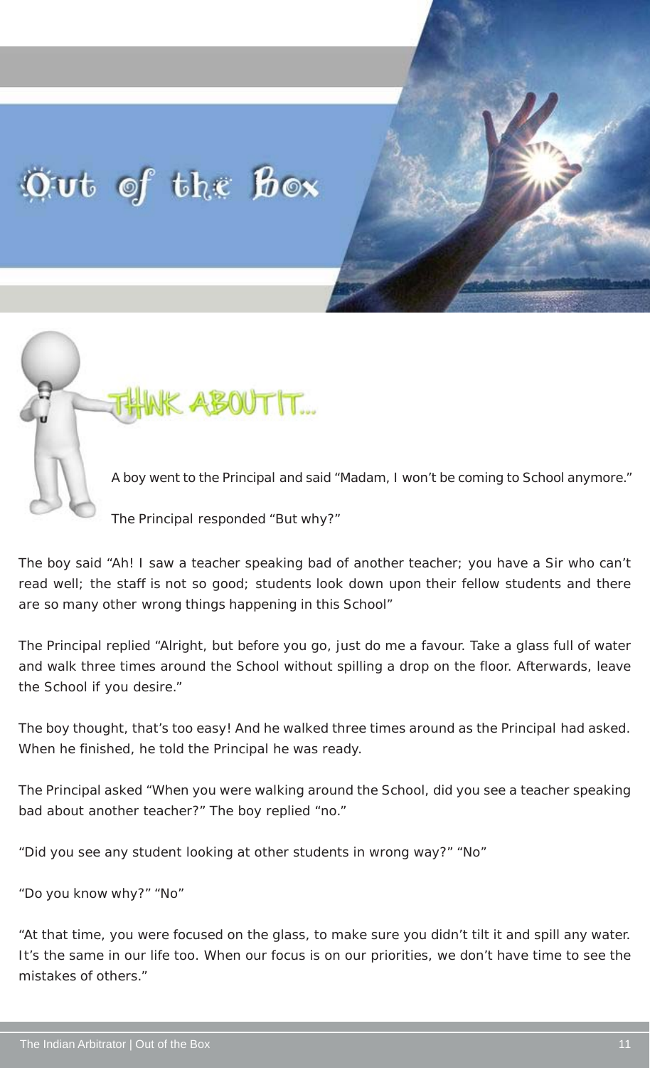# Out of the Box

## THINK ABOUT IT...

A boy went to the Principal and said "Madam, I won't be coming to School anymore."

The Principal responded "But why?"

The boy said "Ah! I saw a teacher speaking bad of another teacher; you have a Sir who can't read well; the staff is not so good; students look down upon their fellow students and there are so many other wrong things happening in this School"

The Principal replied "Alright, but before you go, just do me a favour. Take a glass full of water and walk three times around the School without spilling a drop on the floor. Afterwards, leave the School if you desire."

The boy thought, that's too easy! And he walked three times around as the Principal had asked. When he finished, he told the Principal he was ready.

The Principal asked "When you were walking around the School, did you see a teacher speaking bad about another teacher?" The boy replied "no."

"Did you see any student looking at other students in wrong way?" "No"

"Do you know why?" "No"

"At that time, you were focused on the glass, to make sure you didn't tilt it and spill any water. It's the same in our life too. When our focus is on our priorities, we don't have time to see the mistakes of others."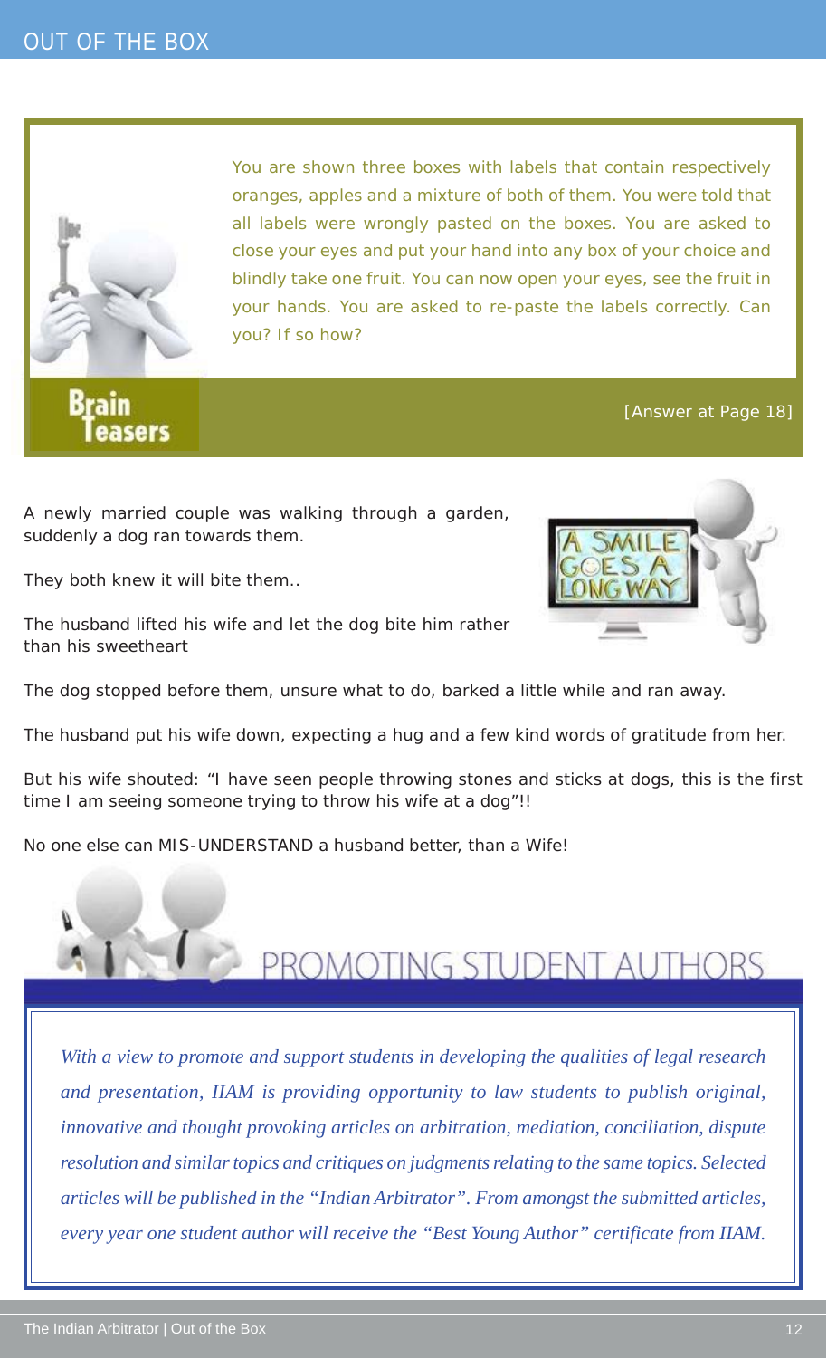# OUT OF THE BOX

## Brain Teasers

You are shown three boxes with labels that contain respectively oranges, apples and a mixture of both of them. You were told that all labels were wrongly pasted on the boxes. You are asked to close your eyes and put your hand into any box of your choice and blindly take one fruit. You can now open your eyes, see the fruit in your hands. You are asked to re-paste the labels correctly. Can you? If so how?

[Answer at Page 18]

## A SMILE GOES A LONG WAY

A newly married couple was walking through a garden, suddenly a dog ran towards them.

They both knew it will bite them..

The husband lifted his wife and let the dog bite him rather than his sweetheart

The dog stopped before them, unsure what to do, barked a little while and ran away.

The husband put his wife down, expecting a hug and a few kind words of gratitude from her.

But his wife shouted: "I have seen people throwing stones and sticks at dogs, this is the first time I am seeing someone trying to throw his wife at a dog"!!

No one else can MIS-UNDERSTAND a husband better, than a Wife!

## PROMOTING STUDENT AUTHORS

*With a view to promote and support students in developing the qualities of legal research and presentation, IIAM is providing opportunity to law students to publish original, innovative and thought provoking articles on arbitration, mediation, conciliation, dispute resolution and similar topics and critiques on judgments relating to the same topics. Selected articles will be published in the "Indian Arbitrator". From amongst the submitted articles, every year one student author will receive the "Best Young Author" certificate from IIAM.*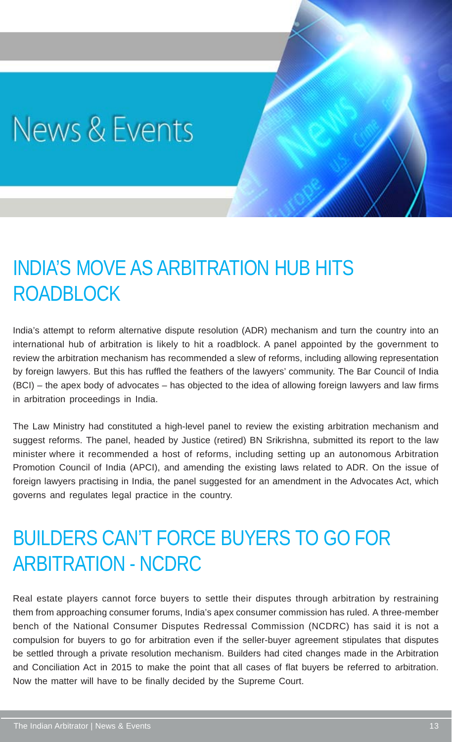# News & Events

## INDIA'S MOVE AS ARBITRATION HUB HITS ROADBLOCK

India's attempt to reform alternative dispute resolution (ADR) mechanism and turn the country into an international hub of arbitration is likely to hit a roadblock. A panel appointed by the government to review the arbitration mechanism has recommended a slew of reforms, including allowing representation by foreign lawyers. But this has ruffled the feathers of the lawyers' community. The Bar Council of India (BCI) – the apex body of advocates – has objected to the idea of allowing foreign lawyers and law firms in arbitration proceedings in India.

The Law Ministry had constituted a high-level panel to review the existing arbitration mechanism and suggest reforms. The panel, headed by Justice (retired) BN Srikrishna, submitted its report to the law minister where it recommended a host of reforms, including setting up an autonomous Arbitration Promotion Council of India (APCI), and amending the existing laws related to ADR. On the issue of foreign lawyers practising in India, the panel suggested for an amendment in the Advocates Act, which governs and regulates legal practice in the country.

## BUILDERS CAN'T FORCE BUYERS TO GO FOR ARBITRATION - NCDRC

Real estate players cannot force buyers to settle their disputes through arbitration by restraining them from approaching consumer forums, India's apex consumer commission has ruled. A three-member bench of the National Consumer Disputes Redressal Commission (NCDRC) has said it is not a compulsion for buyers to go for arbitration even if the seller-buyer agreement stipulates that disputes be settled through a private resolution mechanism. Builders had cited changes made in the Arbitration and Conciliation Act in 2015 to make the point that all cases of flat buyers be referred to arbitration. Now the matter will have to be finally decided by the Supreme Court.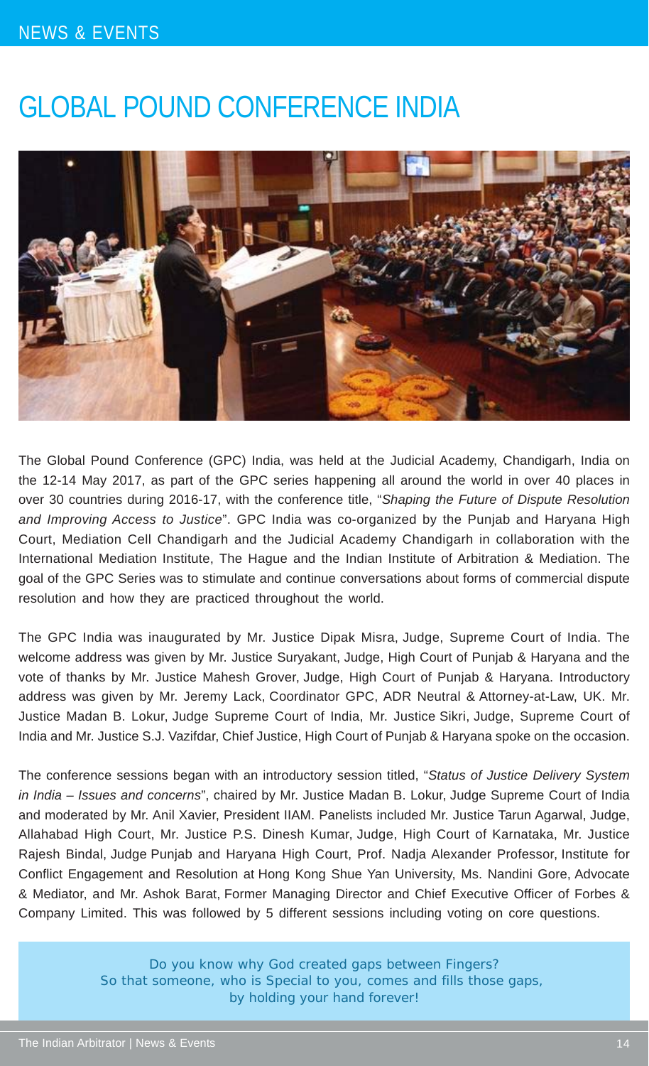# GLOBAL POUND CONFERENCE INDIA

The Global Pound Conference (GPC) India, was held at the Judicial Academy, Chandigarh, India on the 12-14 May 2017, as part of the GPC series happening all around the world in over 40 places in over 30 countries during 2016-17, with the conference title, "*Shaping the Future of Dispute Resolution and Improving Access to Justice*". GPC India was co-organized by the Punjab and Haryana High Court, Mediation Cell Chandigarh and the Judicial Academy Chandigarh in collaboration with the International Mediation Institute, The Hague and the Indian Institute of Arbitration & Mediation. The goal of the GPC Series was to stimulate and continue conversations about forms of commercial dispute resolution and how they are practiced throughout the world.

The GPC India was inaugurated by Mr. Justice Dipak Misra, Judge, Supreme Court of India. The welcome address was given by Mr. Justice Suryakant, Judge, High Court of Punjab & Haryana and the vote of thanks by Mr. Justice Mahesh Grover, Judge, High Court of Punjab & Haryana. Introductory address was given by Mr. Jeremy Lack, Coordinator GPC, ADR Neutral & Attorney-at-Law, UK. Mr. Justice Madan B. Lokur, Judge Supreme Court of India, Mr. Justice Sikri, Judge, Supreme Court of India and Mr. Justice S.J. Vazifdar, Chief Justice, High Court of Punjab & Haryana spoke on the occasion.

The conference sessions began with an introductory session titled, "*Status of Justice Delivery System in India – Issues and concerns*", chaired by Mr. Justice Madan B. Lokur, Judge Supreme Court of India and moderated by Mr. Anil Xavier, President IIAM. Panelists included Mr. Justice Tarun Agarwal, Judge, Allahabad High Court, Mr. Justice P.S. Dinesh Kumar, Judge, High Court of Karnataka, Mr. Justice Rajesh Bindal, Judge Punjab and Haryana High Court, Prof. Nadja Alexander Professor, Institute for Conflict Engagement and Resolution at Hong Kong Shue Yan University, Ms. Nandini Gore, Advocate & Mediator, and Mr. Ashok Barat, Former Managing Director and Chief Executive Officer of Forbes & Company Limited. This was followed by 5 different sessions including voting on core questions.

Do you know why God created gaps between Fingers?
So that someone, who is Special to you, comes and fills those gaps,
by holding your hand forever!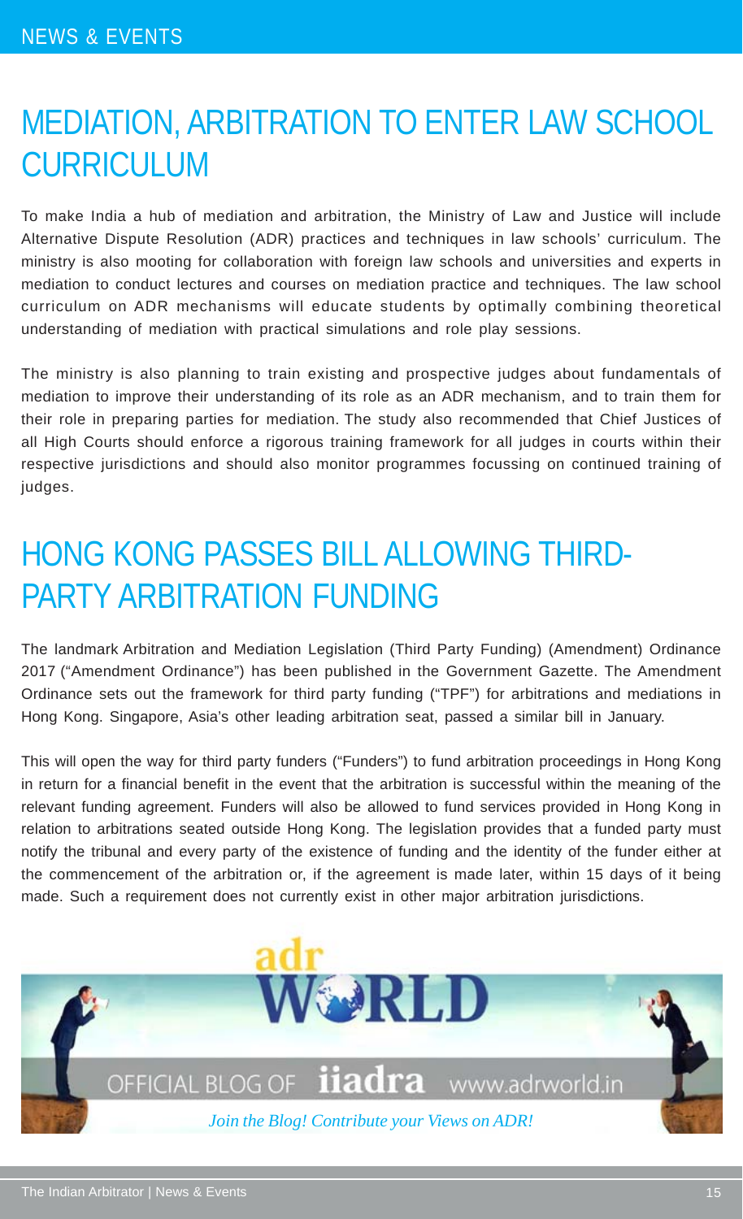## MEDIATION, ARBITRATION TO ENTER LAW SCHOOL CURRICULUM

To make India a hub of mediation and arbitration, the Ministry of Law and Justice will include Alternative Dispute Resolution (ADR) practices and techniques in law schools' curriculum. The ministry is also mooting for collaboration with foreign law schools and universities and experts in mediation to conduct lectures and courses on mediation practice and techniques. The law school curriculum on ADR mechanisms will educate students by optimally combining theoretical understanding of mediation with practical simulations and role play sessions.

The ministry is also planning to train existing and prospective judges about fundamentals of mediation to improve their understanding of its role as an ADR mechanism, and to train them for their role in preparing parties for mediation. The study also recommended that Chief Justices of all High Courts should enforce a rigorous training framework for all judges in courts within their respective jurisdictions and should also monitor programmes focussing on continued training of judges.

## HONG KONG PASSES BILL ALLOWING THIRD-PARTY ARBITRATION FUNDING

The landmark Arbitration and Mediation Legislation (Third Party Funding) (Amendment) Ordinance 2017 ("Amendment Ordinance") has been published in the Government Gazette. The Amendment Ordinance sets out the framework for third party funding ("TPF") for arbitrations and mediations in Hong Kong. Singapore, Asia's other leading arbitration seat, passed a similar bill in January.

This will open the way for third party funders ("Funders") to fund arbitration proceedings in Hong Kong in return for a financial benefit in the event that the arbitration is successful within the meaning of the relevant funding agreement. Funders will also be allowed to fund services provided in Hong Kong in relation to arbitrations seated outside Hong Kong. The legislation provides that a funded party must notify the tribunal and every party of the existence of funding and the identity of the funder either at the commencement of the arbitration or, if the agreement is made later, within 15 days of it being made. Such a requirement does not currently exist in other major arbitration jurisdictions.

adr WORLD

OFFICIAL BLOG OF **iiadra** www.adrworld.in

*Join the Blog! Contribute your Views on ADR!*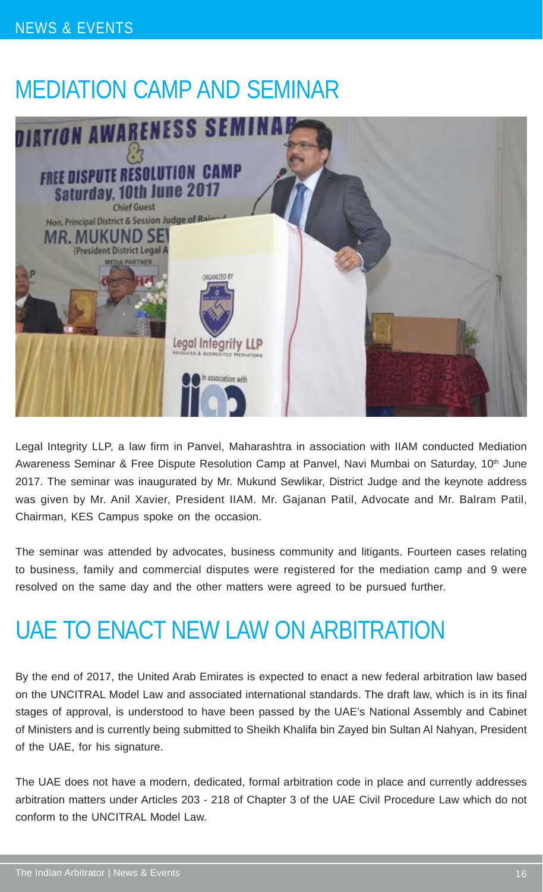## MEDIATION CAMP AND SEMINAR

Legal Integrity LLP, a law firm in Panvel, Maharashtra in association with IIAM conducted Mediation Awareness Seminar & Free Dispute Resolution Camp at Panvel, Navi Mumbai on Saturday, 10th June 2017. The seminar was inaugurated by Mr. Mukund Sewlikar, District Judge and the keynote address was given by Mr. Anil Xavier, President IIAM. Mr. Gajanan Patil, Advocate and Mr. Balram Patil, Chairman, KES Campus spoke on the occasion.

The seminar was attended by advocates, business community and litigants. Fourteen cases relating to business, family and commercial disputes were registered for the mediation camp and 9 were resolved on the same day and the other matters were agreed to be pursued further.

## UAE TO ENACT NEW LAW ON ARBITRATION

By the end of 2017, the United Arab Emirates is expected to enact a new federal arbitration law based on the UNCITRAL Model Law and associated international standards. The draft law, which is in its final stages of approval, is understood to have been passed by the UAE's National Assembly and Cabinet of Ministers and is currently being submitted to Sheikh Khalifa bin Zayed bin Sultan Al Nahyan, President of the UAE, for his signature.

The UAE does not have a modern, dedicated, formal arbitration code in place and currently addresses arbitration matters under Articles 203 - 218 of Chapter 3 of the UAE Civil Procedure Law which do not conform to the UNCITRAL Model Law.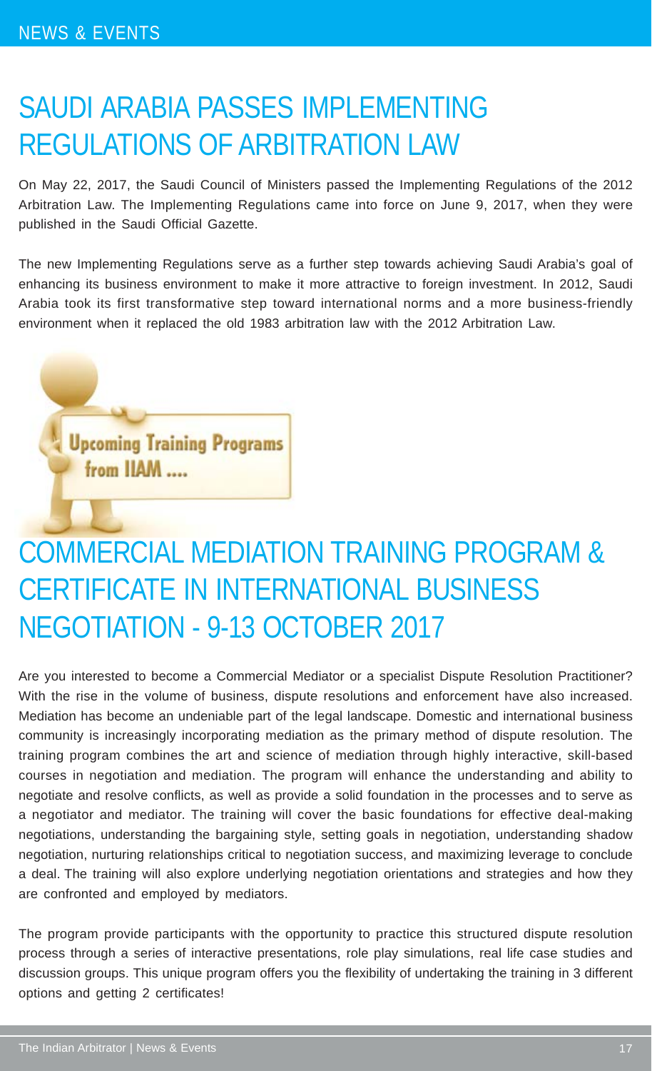## SAUDI ARABIA PASSES IMPLEMENTING REGULATIONS OF ARBITRATION LAW

On May 22, 2017, the Saudi Council of Ministers passed the Implementing Regulations of the 2012 Arbitration Law. The Implementing Regulations came into force on June 9, 2017, when they were published in the Saudi Official Gazette.

The new Implementing Regulations serve as a further step towards achieving Saudi Arabia's goal of enhancing its business environment to make it more attractive to foreign investment. In 2012, Saudi Arabia took its first transformative step toward international norms and a more business-friendly environment when it replaced the old 1983 arbitration law with the 2012 Arbitration Law.

**Upcoming Training Programs from IIAM ....**

## COMMERCIAL MEDIATION TRAINING PROGRAM & CERTIFICATE IN INTERNATIONAL BUSINESS NEGOTIATION - 9-13 OCTOBER 2017

Are you interested to become a Commercial Mediator or a specialist Dispute Resolution Practitioner? With the rise in the volume of business, dispute resolutions and enforcement have also increased. Mediation has become an undeniable part of the legal landscape. Domestic and international business community is increasingly incorporating mediation as the primary method of dispute resolution. The training program combines the art and science of mediation through highly interactive, skill-based courses in negotiation and mediation. The program will enhance the understanding and ability to negotiate and resolve conflicts, as well as provide a solid foundation in the processes and to serve as a negotiator and mediator. The training will cover the basic foundations for effective deal-making negotiations, understanding the bargaining style, setting goals in negotiation, understanding shadow negotiation, nurturing relationships critical to negotiation success, and maximizing leverage to conclude a deal. The training will also explore underlying negotiation orientations and strategies and how they are confronted and employed by mediators.

The program provide participants with the opportunity to practice this structured dispute resolution process through a series of interactive presentations, role play simulations, real life case studies and discussion groups. This unique program offers you the flexibility of undertaking the training in 3 different options and getting 2 certificates!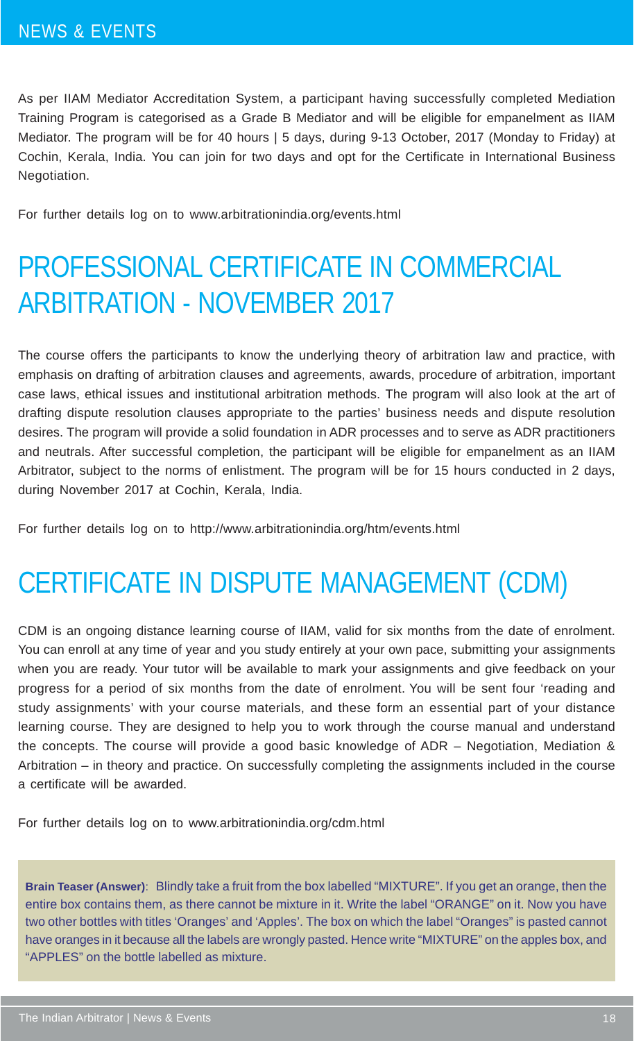As per IIAM Mediator Accreditation System, a participant having successfully completed Mediation Training Program is categorised as a Grade B Mediator and will be eligible for empanelment as IIAM Mediator. The program will be for 40 hours | 5 days, during 9-13 October, 2017 (Monday to Friday) at Cochin, Kerala, India. You can join for two days and opt for the Certificate in International Business Negotiation.

For further details log on to www.arbitrationindia.org/events.html

# PROFESSIONAL CERTIFICATE IN COMMERCIAL ARBITRATION - NOVEMBER 2017

The course offers the participants to know the underlying theory of arbitration law and practice, with emphasis on drafting of arbitration clauses and agreements, awards, procedure of arbitration, important case laws, ethical issues and institutional arbitration methods. The program will also look at the art of drafting dispute resolution clauses appropriate to the parties' business needs and dispute resolution desires. The program will provide a solid foundation in ADR processes and to serve as ADR practitioners and neutrals. After successful completion, the participant will be eligible for empanelment as an IIAM Arbitrator, subject to the norms of enlistment. The program will be for 15 hours conducted in 2 days, during November 2017 at Cochin, Kerala, India.

For further details log on to http://www.arbitrationindia.org/htm/events.html

# CERTIFICATE IN DISPUTE MANAGEMENT (CDM)

CDM is an ongoing distance learning course of IIAM, valid for six months from the date of enrolment. You can enroll at any time of year and you study entirely at your own pace, submitting your assignments when you are ready. Your tutor will be available to mark your assignments and give feedback on your progress for a period of six months from the date of enrolment. You will be sent four 'reading and study assignments' with your course materials, and these form an essential part of your distance learning course. They are designed to help you to work through the course manual and understand the concepts. The course will provide a good basic knowledge of ADR – Negotiation, Mediation & Arbitration – in theory and practice. On successfully completing the assignments included in the course a certificate will be awarded.

For further details log on to www.arbitrationindia.org/cdm.html

**Brain Teaser (Answer)**: Blindly take a fruit from the box labelled "MIXTURE". If you get an orange, then the entire box contains them, as there cannot be mixture in it. Write the label "ORANGE" on it. Now you have two other bottles with titles 'Oranges' and 'Apples'. The box on which the label "Oranges" is pasted cannot have oranges in it because all the labels are wrongly pasted. Hence write "MIXTURE" on the apples box, and "APPLES" on the bottle labelled as mixture.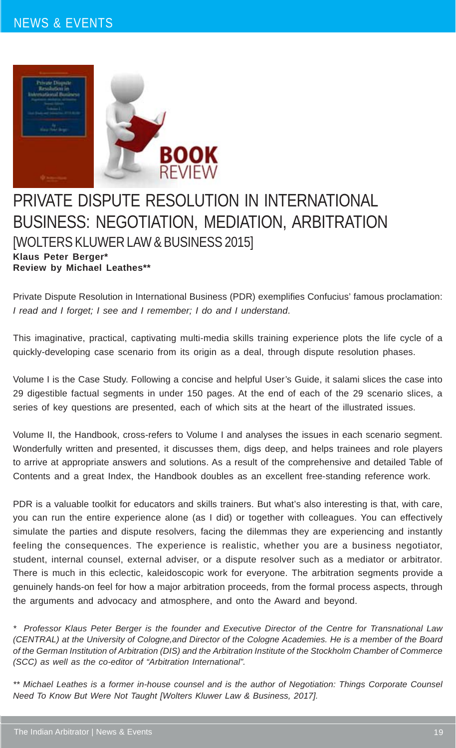# PRIVATE DISPUTE RESOLUTION IN INTERNATIONAL BUSINESS: NEGOTIATION, MEDIATION, ARBITRATION

[WOLTERS KLUWER LAW & BUSINESS 2015]

**Klaus Peter Berger***

**Review by Michael Leathes****

Private Dispute Resolution in International Business (PDR) exemplifies Confucius' famous proclamation: *I read and I forget; I see and I remember; I do and I understand*.

This imaginative, practical, captivating multi-media skills training experience plots the life cycle of a quickly-developing case scenario from its origin as a deal, through dispute resolution phases.

Volume I is the Case Study. Following a concise and helpful User's Guide, it salami slices the case into 29 digestible factual segments in under 150 pages. At the end of each of the 29 scenario slices, a series of key questions are presented, each of which sits at the heart of the illustrated issues.

Volume II, the Handbook, cross-refers to Volume I and analyses the issues in each scenario segment. Wonderfully written and presented, it discusses them, digs deep, and helps trainees and role players to arrive at appropriate answers and solutions. As a result of the comprehensive and detailed Table of Contents and a great Index, the Handbook doubles as an excellent free-standing reference work.

PDR is a valuable toolkit for educators and skills trainers. But what's also interesting is that, with care, you can run the entire experience alone (as I did) or together with colleagues. You can effectively simulate the parties and dispute resolvers, facing the dilemmas they are experiencing and instantly feeling the consequences. The experience is realistic, whether you are a business negotiator, student, internal counsel, external adviser, or a dispute resolver such as a mediator or arbitrator. There is much in this eclectic, kaleidoscopic work for everyone. The arbitration segments provide a genuinely hands-on feel for how a major arbitration proceeds, from the formal process aspects, through the arguments and advocacy and atmosphere, and onto the Award and beyond.

*\* Professor Klaus Peter Berger is the founder and Executive Director of the Centre for Transnational Law (CENTRAL) at the University of Cologne,and Director of the Cologne Academies. He is a member of the Board of the German Institution of Arbitration (DIS) and the Arbitration Institute of the Stockholm Chamber of Commerce (SCC) as well as the co-editor of "Arbitration International".*

*\*\* Michael Leathes is a former in-house counsel and is the author of Negotiation: Things Corporate Counsel Need To Know But Were Not Taught [Wolters Kluwer Law & Business, 2017].*